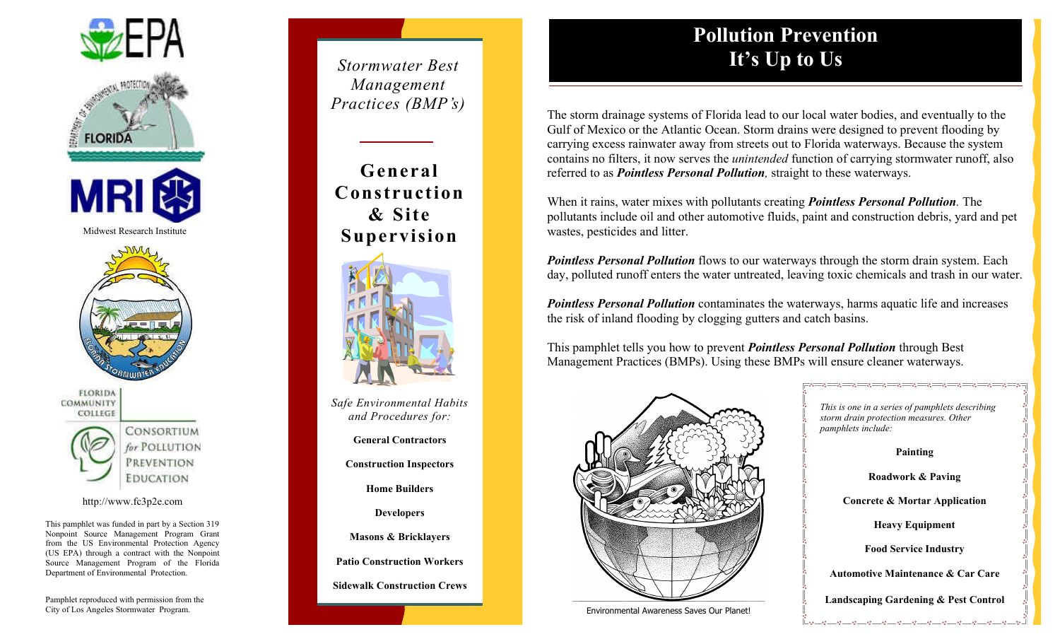Midwest Research Institute

http://www.fc3p2e.com

This pamphlet was funded in part by a Section 319 Nonpoint Source Management Program Grant from the US Environmental Protection Agency (US EPA) through a contract with the Nonpoint Source Management Program of the Florida Department of Environmental Protection.

Pamphlet reproduced with permission from the City of Los Angeles Stormwater Program.

*Stormwater Best Management Practices (BMP's)*

# General Construction & Site Supervision

*Safe Environmental Habits and Procedures for:*

**General Contractors**

**Construction Inspectors**

**Home Builders**

**Developers**

**Masons & Bricklayers**

**Patio Construction Workers**

**Sidewalk Construction Crews**

# Pollution Prevention It's Up to Us

The storm drainage systems of Florida lead to our local water bodies, and eventually to the Gulf of Mexico or the Atlantic Ocean. Storm drains were designed to prevent flooding by carrying excess rainwater away from streets out to Florida waterways. Because the system contains no filters, it now serves the *unintended* function of carrying stormwater runoff, also referred to as ***Pointless Personal Pollution***, straight to these waterways.

When it rains, water mixes with pollutants creating ***Pointless Personal Pollution***. The pollutants include oil and other automotive fluids, paint and construction debris, yard and pet wastes, pesticides and litter.

***Pointless Personal Pollution*** flows to our waterways through the storm drain system. Each day, polluted runoff enters the water untreated, leaving toxic chemicals and trash in our water.

***Pointless Personal Pollution*** contaminates the waterways, harms aquatic life and increases the risk of inland flooding by clogging gutters and catch basins.

This pamphlet tells you how to prevent ***Pointless Personal Pollution*** through Best Management Practices (BMPs). Using these BMPs will ensure cleaner waterways.

Environmental Awareness Saves Our Planet!

*This is one in a series of pamphlets describing storm drain protection measures. Other pamphlets include:*

**Painting**

**Roadwork & Paving**

**Concrete & Mortar Application**

**Heavy Equipment**

**Food Service Industry**

**Automotive Maintenance & Car Care**

**Landscaping Gardening & Pest Control**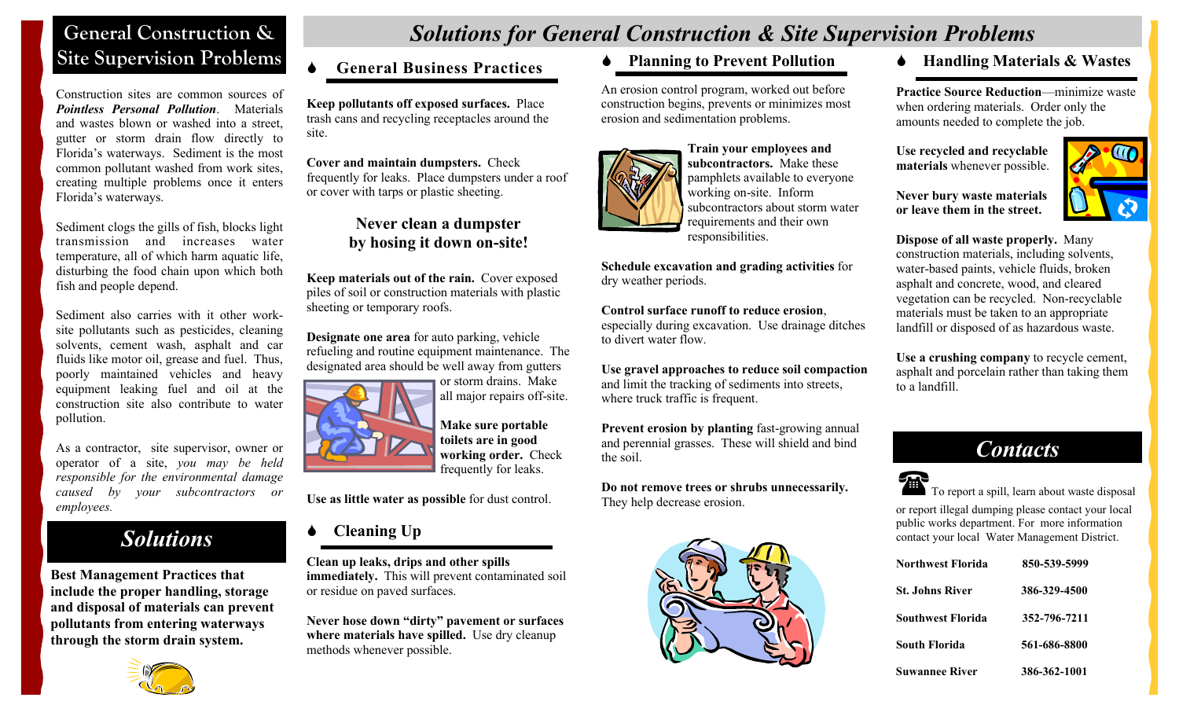# General Construction & Site Supervision Problems

Construction sites are common sources of ***Pointless Personal Pollution***. Materials and wastes blown or washed into a street, gutter or storm drain flow directly to Florida's waterways. Sediment is the most common pollutant washed from work sites, creating multiple problems once it enters Florida's waterways.

Sediment clogs the gills of fish, blocks light transmission and increases water temperature, all of which harm aquatic life, disturbing the food chain upon which both fish and people depend.

Sediment also carries with it other work-site pollutants such as pesticides, cleaning solvents, cement wash, asphalt and car fluids like motor oil, grease and fuel. Thus, poorly maintained vehicles and heavy equipment leaking fuel and oil at the construction site also contribute to water pollution.

As a contractor, site supervisor, owner or operator of a site, *you may be held responsible for the environmental damage caused by your subcontractors or employees.*

## *Solutions*

**Best Management Practices that include the proper handling, storage and disposal of materials can prevent pollutants from entering waterways through the storm drain system.**

# *Solutions for General Construction & Site Supervision Problems*

## General Business Practices

**Keep pollutants off exposed surfaces.** Place trash cans and recycling receptacles around the site.

**Cover and maintain dumpsters.** Check frequently for leaks. Place dumpsters under a roof or cover with tarps or plastic sheeting.

**Never clean a dumpster by hosing it down on-site!**

**Keep materials out of the rain.** Cover exposed piles of soil or construction materials with plastic sheeting or temporary roofs.

**Designate one area** for auto parking, vehicle refueling and routine equipment maintenance. The designated area should be well away from gutters or storm drains. Make all major repairs off-site.

**Make sure portable toilets are in good working order.** Check frequently for leaks.

**Use as little water as possible** for dust control.

## Cleaning Up

**Clean up leaks, drips and other spills immediately.** This will prevent contaminated soil or residue on paved surfaces.

**Never hose down "dirty" pavement or surfaces where materials have spilled.** Use dry cleanup methods whenever possible.

## Planning to Prevent Pollution

An erosion control program, worked out before construction begins, prevents or minimizes most erosion and sedimentation problems.

**Train your employees and subcontractors.** Make these pamphlets available to everyone working on-site. Inform subcontractors about storm water requirements and their own responsibilities.

**Schedule excavation and grading activities** for dry weather periods.

**Control surface runoff to reduce erosion**, especially during excavation. Use drainage ditches to divert water flow.

**Use gravel approaches to reduce soil compaction** and limit the tracking of sediments into streets, where truck traffic is frequent.

**Prevent erosion by planting** fast-growing annual and perennial grasses. These will shield and bind the soil.

**Do not remove trees or shrubs unnecessarily.** They help decrease erosion.

## Handling Materials & Wastes

**Practice Source Reduction**—minimize waste when ordering materials. Order only the amounts needed to complete the job.

**Use recycled and recyclable materials** whenever possible.

**Never bury waste materials or leave them in the street.**

**Dispose of all waste properly.** Many construction materials, including solvents, water-based paints, vehicle fluids, broken asphalt and concrete, wood, and cleared vegetation can be recycled. Non-recyclable materials must be taken to an appropriate landfill or disposed of as hazardous waste.

**Use a crushing company** to recycle cement, asphalt and porcelain rather than taking them to a landfill.

## *Contacts*

To report a spill, learn about waste disposal or report illegal dumping please contact your local public works department. For more information contact your local Water Management District.

| | |
|---|---|
| **Northwest Florida** | **850-539-5999** |
| **St. Johns River** | **386-329-4500** |
| **Southwest Florida** | **352-796-7211** |
| **South Florida** | **561-686-8800** |
| **Suwannee River** | **386-362-1001** |